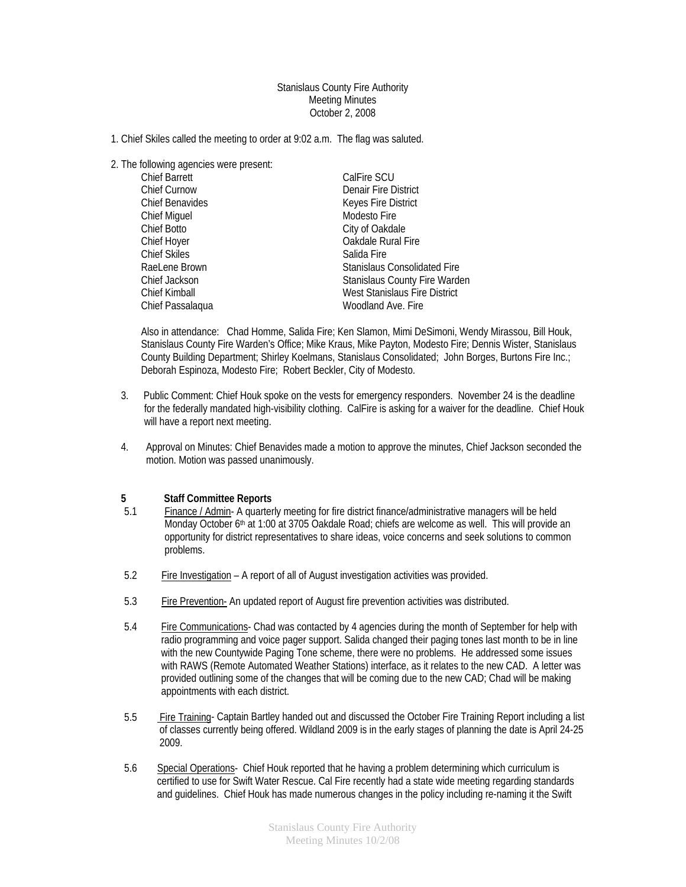Stanislaus County Fire Authority
Meeting Minutes
October 2, 2008

1. Chief Skiles called the meeting to order at 9:02 a.m. The flag was saluted.

2. The following agencies were present:

| | |
|---|---|
| Chief Barrett | CalFire SCU |
| Chief Curnow | Denair Fire District |
| Chief Benavides | Keyes Fire District |
| Chief Miguel | Modesto Fire |
| Chief Botto | City of Oakdale |
| Chief Hoyer | Oakdale Rural Fire |
| Chief Skiles | Salida Fire |
| RaeLene Brown | Stanislaus Consolidated Fire |
| Chief Jackson | Stanislaus County Fire Warden |
| Chief Kimball | West Stanislaus Fire District |
| Chief Passalaqua | Woodland Ave. Fire |

Also in attendance: Chad Homme, Salida Fire; Ken Slamon, Mimi DeSimoni, Wendy Mirassou, Bill Houk, Stanislaus County Fire Warden's Office; Mike Kraus, Mike Payton, Modesto Fire; Dennis Wister, Stanislaus County Building Department; Shirley Koelmans, Stanislaus Consolidated; John Borges, Burtons Fire Inc.; Deborah Espinoza, Modesto Fire; Robert Beckler, City of Modesto.

3. Public Comment: Chief Houk spoke on the vests for emergency responders. November 24 is the deadline for the federally mandated high-visibility clothing. CalFire is asking for a waiver for the deadline. Chief Houk will have a report next meeting.

4. Approval on Minutes: Chief Benavides made a motion to approve the minutes, Chief Jackson seconded the motion. Motion was passed unanimously.

**5 Staff Committee Reports**

5.1 Finance / Admin- A quarterly meeting for fire district finance/administrative managers will be held Monday October 6th at 1:00 at 3705 Oakdale Road; chiefs are welcome as well. This will provide an opportunity for district representatives to share ideas, voice concerns and seek solutions to common problems.

5.2 Fire Investigation – A report of all of August investigation activities was provided.

5.3 Fire Prevention- An updated report of August fire prevention activities was distributed.

5.4 Fire Communications- Chad was contacted by 4 agencies during the month of September for help with radio programming and voice pager support. Salida changed their paging tones last month to be in line with the new Countywide Paging Tone scheme, there were no problems. He addressed some issues with RAWS (Remote Automated Weather Stations) interface, as it relates to the new CAD. A letter was provided outlining some of the changes that will be coming due to the new CAD; Chad will be making appointments with each district.

5.5 Fire Training- Captain Bartley handed out and discussed the October Fire Training Report including a list of classes currently being offered. Wildland 2009 is in the early stages of planning the date is April 24-25 2009.

5.6 Special Operations- Chief Houk reported that he having a problem determining which curriculum is certified to use for Swift Water Rescue. Cal Fire recently had a state wide meeting regarding standards and guidelines. Chief Houk has made numerous changes in the policy including re-naming it the Swift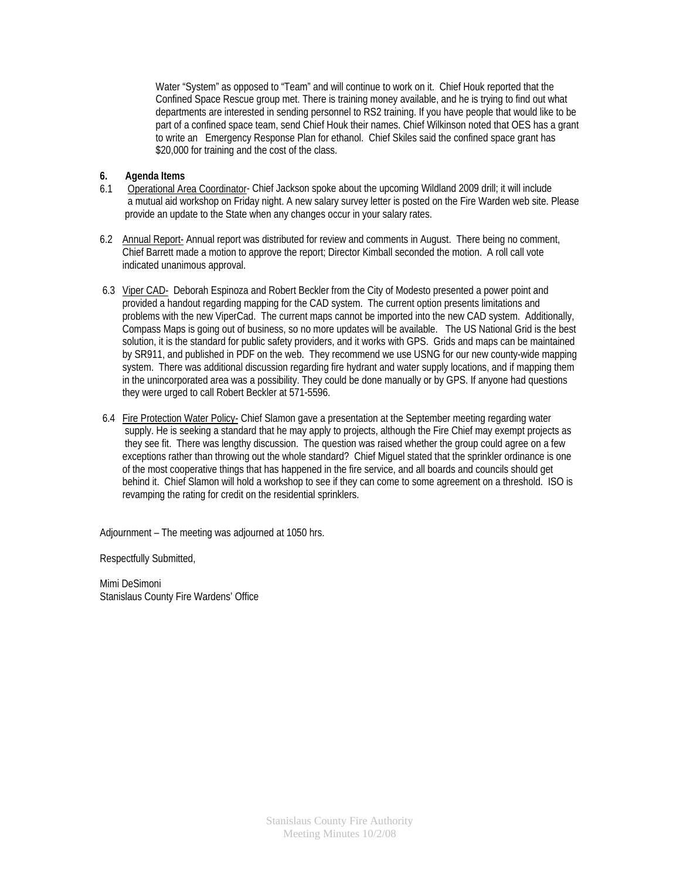Water "System" as opposed to "Team" and will continue to work on it. Chief Houk reported that the Confined Space Rescue group met. There is training money available, and he is trying to find out what departments are interested in sending personnel to RS2 training. If you have people that would like to be part of a confined space team, send Chief Houk their names. Chief Wilkinson noted that OES has a grant to write an Emergency Response Plan for ethanol. Chief Skiles said the confined space grant has $20,000 for training and the cost of the class.

**6. Agenda Items**

6.1 Operational Area Coordinator- Chief Jackson spoke about the upcoming Wildland 2009 drill; it will include a mutual aid workshop on Friday night. A new salary survey letter is posted on the Fire Warden web site. Please provide an update to the State when any changes occur in your salary rates.

6.2 Annual Report- Annual report was distributed for review and comments in August. There being no comment, Chief Barrett made a motion to approve the report; Director Kimball seconded the motion. A roll call vote indicated unanimous approval.

6.3 Viper CAD- Deborah Espinoza and Robert Beckler from the City of Modesto presented a power point and provided a handout regarding mapping for the CAD system. The current option presents limitations and problems with the new ViperCad. The current maps cannot be imported into the new CAD system. Additionally, Compass Maps is going out of business, so no more updates will be available. The US National Grid is the best solution, it is the standard for public safety providers, and it works with GPS. Grids and maps can be maintained by SR911, and published in PDF on the web. They recommend we use USNG for our new county-wide mapping system. There was additional discussion regarding fire hydrant and water supply locations, and if mapping them in the unincorporated area was a possibility. They could be done manually or by GPS. If anyone had questions they were urged to call Robert Beckler at 571-5596.

6.4 Fire Protection Water Policy- Chief Slamon gave a presentation at the September meeting regarding water supply. He is seeking a standard that he may apply to projects, although the Fire Chief may exempt projects as they see fit. There was lengthy discussion. The question was raised whether the group could agree on a few exceptions rather than throwing out the whole standard? Chief Miguel stated that the sprinkler ordinance is one of the most cooperative things that has happened in the fire service, and all boards and councils should get behind it. Chief Slamon will hold a workshop to see if they can come to some agreement on a threshold. ISO is revamping the rating for credit on the residential sprinklers.

Adjournment – The meeting was adjourned at 1050 hrs.

Respectfully Submitted,

Mimi DeSimoni
Stanislaus County Fire Wardens' Office